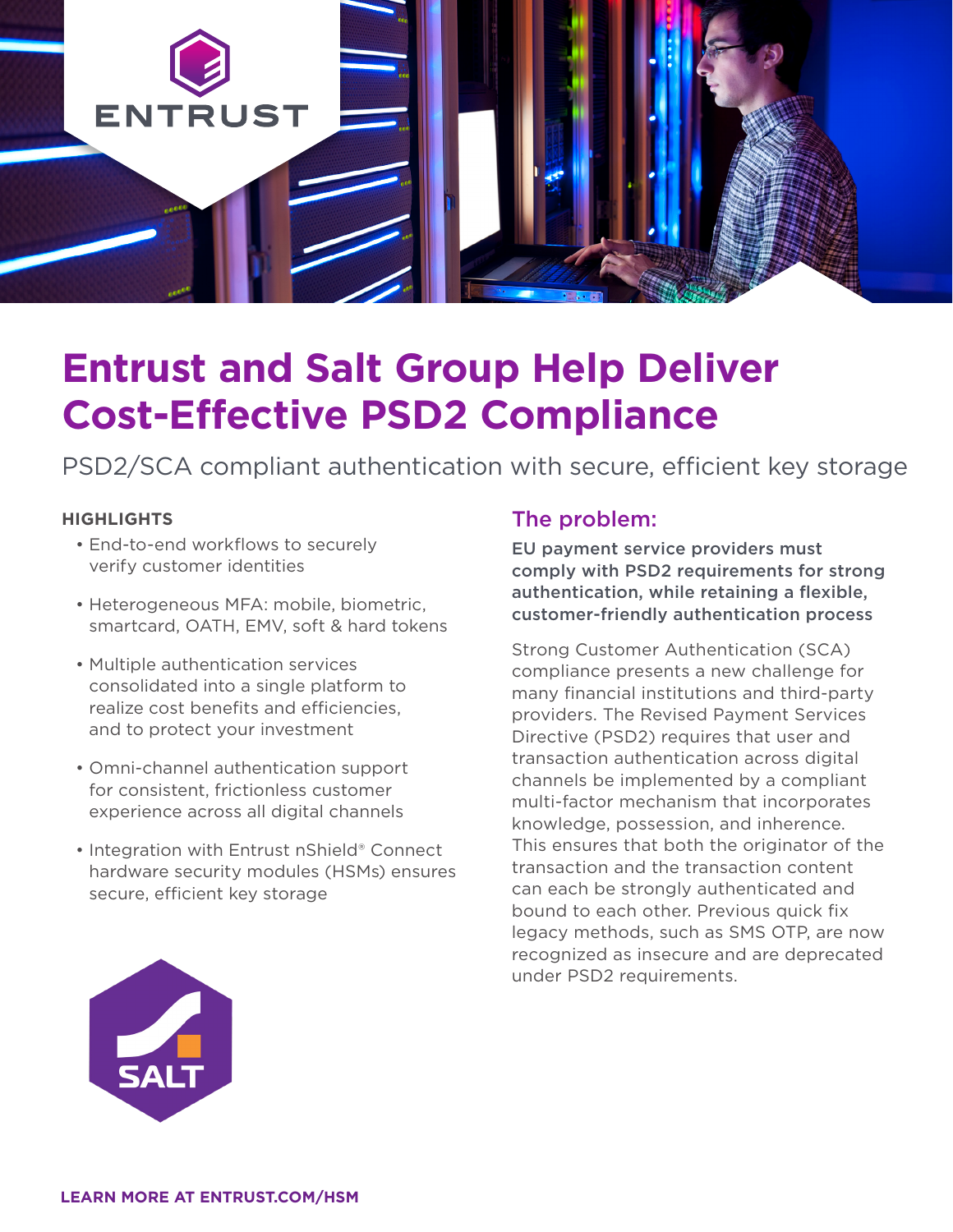# Entrust and Salt Group Help Deliver Cost-Effective PSD2 Compliance

PSD2/SCA compliant authentication with secure, efficient key storage

**HIGHLIGHTS**

- End-to-end workflows to securely verify customer identities
- Heterogeneous MFA: mobile, biometric, smartcard, OATH, EMV, soft & hard tokens
- Multiple authentication services consolidated into a single platform to realize cost benefits and efficiencies, and to protect your investment
- Omni-channel authentication support for consistent, frictionless customer experience across all digital channels
- Integration with Entrust nShield® Connect hardware security modules (HSMs) ensures secure, efficient key storage

## The problem:

**EU payment service providers must comply with PSD2 requirements for strong authentication, while retaining a flexible, customer-friendly authentication process**

Strong Customer Authentication (SCA) compliance presents a new challenge for many financial institutions and third-party providers. The Revised Payment Services Directive (PSD2) requires that user and transaction authentication across digital channels be implemented by a compliant multi-factor mechanism that incorporates knowledge, possession, and inherence. This ensures that both the originator of the transaction and the transaction content can each be strongly authenticated and bound to each other. Previous quick fix legacy methods, such as SMS OTP, are now recognized as insecure and are deprecated under PSD2 requirements.

**LEARN MORE AT ENTRUST.COM/HSM**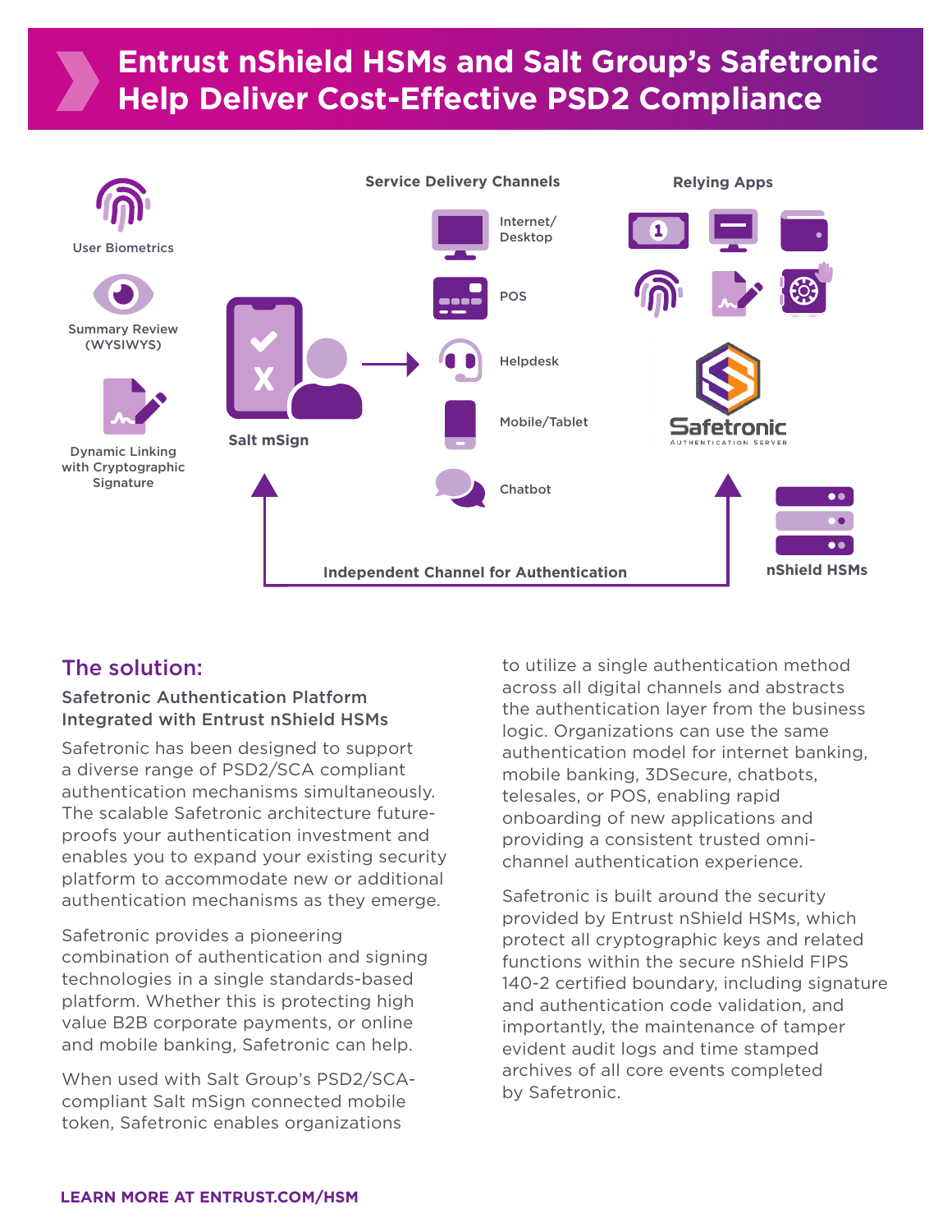# Entrust nShield HSMs and Salt Group's Safetronic Help Deliver Cost-Effective PSD2 Compliance

User Biometrics

Summary Review (WYSIWYS)

Dynamic Linking with Cryptographic Signature

Salt mSign

**Service Delivery Channels**

- Internet/ Desktop
- POS
- Helpdesk
- Mobile/Tablet
- Chatbot

**Relying Apps**

Safetronic AUTHENTICATION SERVER

nShield HSMs

Independent Channel for Authentication

## The solution:

### Safetronic Authentication Platform Integrated with Entrust nShield HSMs

Safetronic has been designed to support a diverse range of PSD2/SCA compliant authentication mechanisms simultaneously. The scalable Safetronic architecture future-proofs your authentication investment and enables you to expand your existing security platform to accommodate new or additional authentication mechanisms as they emerge.

Safetronic provides a pioneering combination of authentication and signing technologies in a single standards-based platform. Whether this is protecting high value B2B corporate payments, or online and mobile banking, Safetronic can help.

When used with Salt Group's PSD2/SCA-compliant Salt mSign connected mobile token, Safetronic enables organizations to utilize a single authentication method across all digital channels and abstracts the authentication layer from the business logic. Organizations can use the same authentication model for internet banking, mobile banking, 3DSecure, chatbots, telesales, or POS, enabling rapid onboarding of new applications and providing a consistent trusted omni-channel authentication experience.

Safetronic is built around the security provided by Entrust nShield HSMs, which protect all cryptographic keys and related functions within the secure nShield FIPS 140-2 certified boundary, including signature and authentication code validation, and importantly, the maintenance of tamper evident audit logs and time stamped archives of all core events completed by Safetronic.

**LEARN MORE AT ENTRUST.COM/HSM**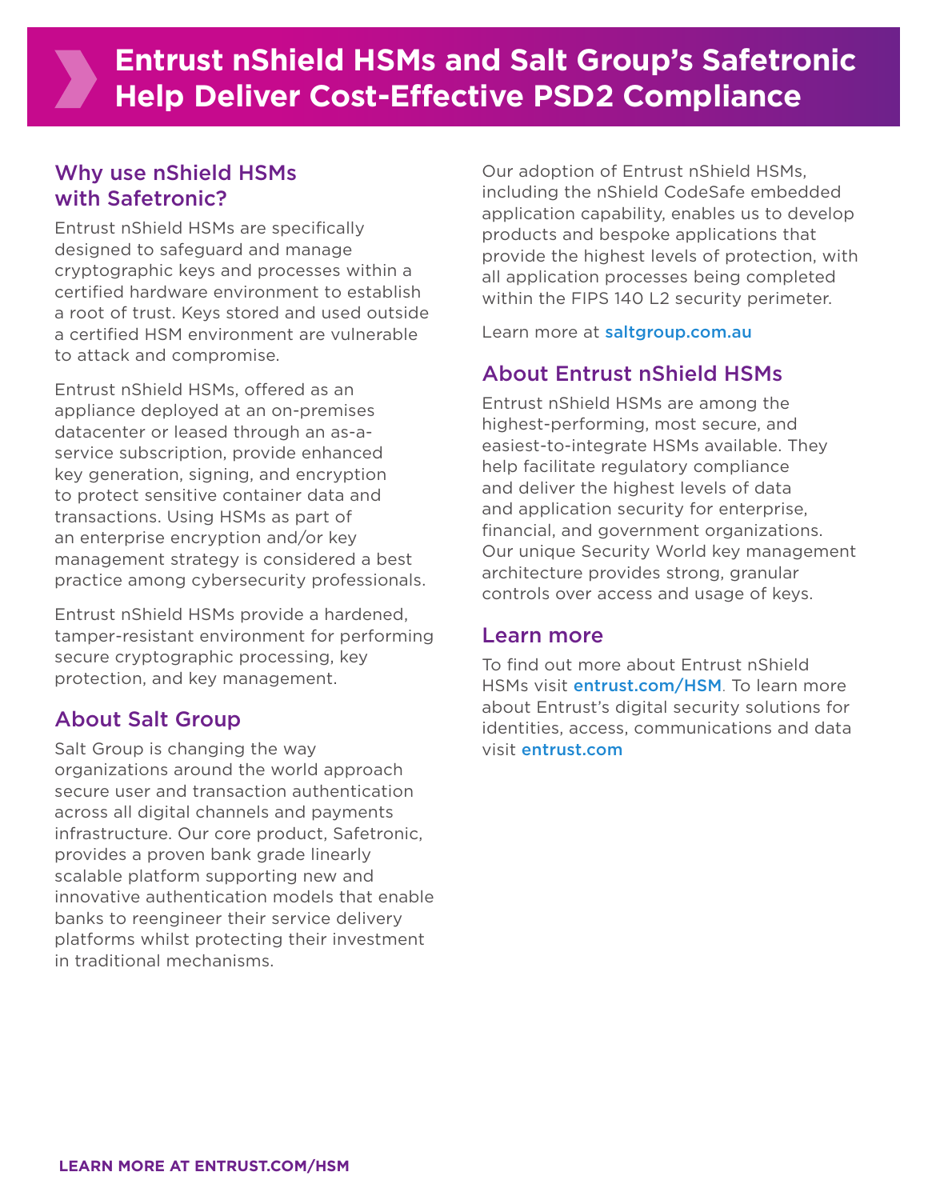# Entrust nShield HSMs and Salt Group's Safetronic Help Deliver Cost-Effective PSD2 Compliance

## Why use nShield HSMs with Safetronic?

Entrust nShield HSMs are specifically designed to safeguard and manage cryptographic keys and processes within a certified hardware environment to establish a root of trust. Keys stored and used outside a certified HSM environment are vulnerable to attack and compromise.

Entrust nShield HSMs, offered as an appliance deployed at an on-premises datacenter or leased through an as-a-service subscription, provide enhanced key generation, signing, and encryption to protect sensitive container data and transactions. Using HSMs as part of an enterprise encryption and/or key management strategy is considered a best practice among cybersecurity professionals.

Entrust nShield HSMs provide a hardened, tamper-resistant environment for performing secure cryptographic processing, key protection, and key management.

## About Salt Group

Salt Group is changing the way organizations around the world approach secure user and transaction authentication across all digital channels and payments infrastructure. Our core product, Safetronic, provides a proven bank grade linearly scalable platform supporting new and innovative authentication models that enable banks to reengineer their service delivery platforms whilst protecting their investment in traditional mechanisms.

Our adoption of Entrust nShield HSMs, including the nShield CodeSafe embedded application capability, enables us to develop products and bespoke applications that provide the highest levels of protection, with all application processes being completed within the FIPS 140 L2 security perimeter.

Learn more at saltgroup.com.au

## About Entrust nShield HSMs

Entrust nShield HSMs are among the highest-performing, most secure, and easiest-to-integrate HSMs available. They help facilitate regulatory compliance and deliver the highest levels of data and application security for enterprise, financial, and government organizations. Our unique Security World key management architecture provides strong, granular controls over access and usage of keys.

## Learn more

To find out more about Entrust nShield HSMs visit entrust.com/HSM. To learn more about Entrust's digital security solutions for identities, access, communications and data visit entrust.com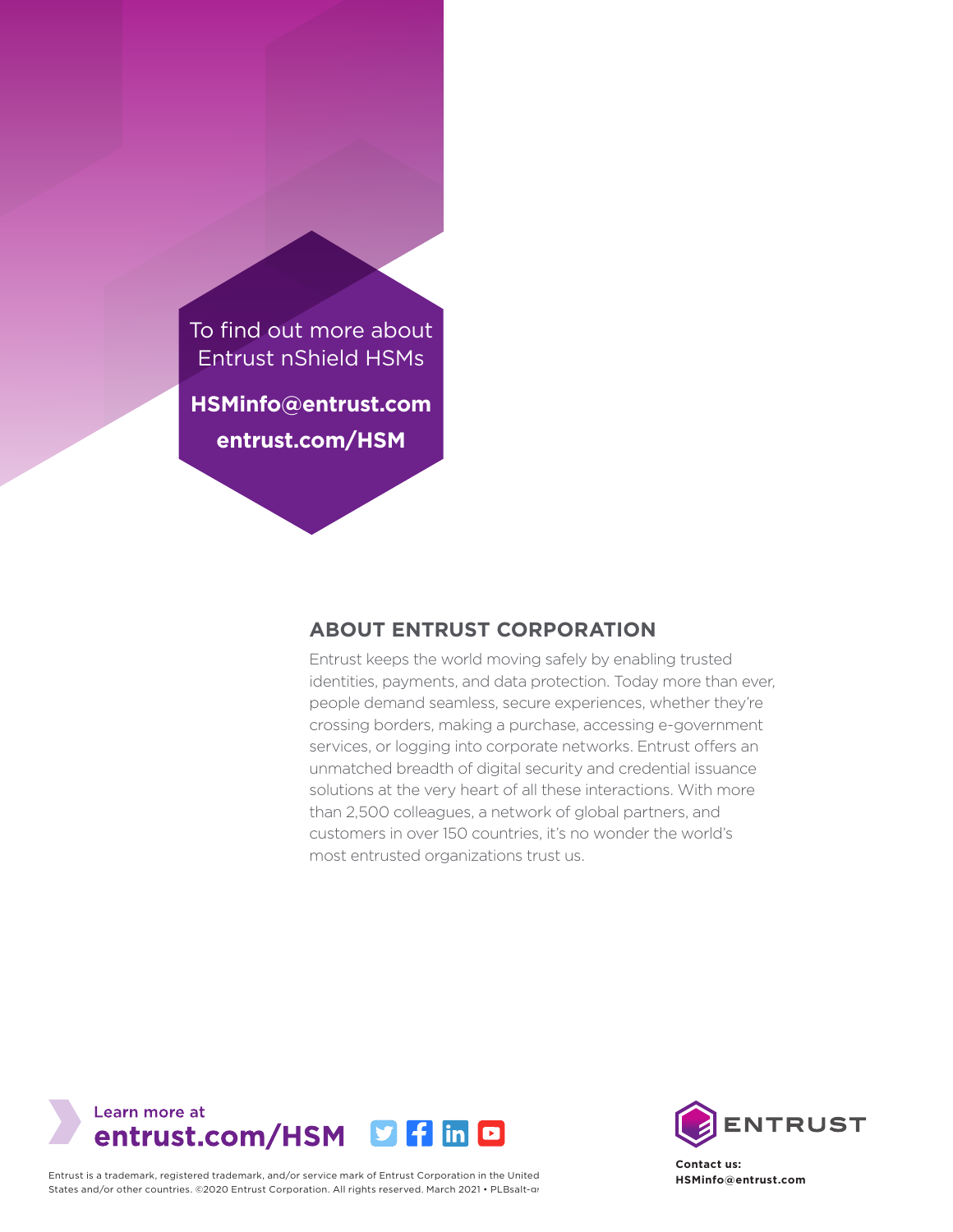To find out more about Entrust nShield HSMs

**HSMinfo@entrust.com**

**entrust.com/HSM**

## ABOUT ENTRUST CORPORATION

Entrust keeps the world moving safely by enabling trusted identities, payments, and data protection. Today more than ever, people demand seamless, secure experiences, whether they're crossing borders, making a purchase, accessing e-government services, or logging into corporate networks. Entrust offers an unmatched breadth of digital security and credential issuance solutions at the very heart of all these interactions. With more than 2,500 colleagues, a network of global partners, and customers in over 150 countries, it's no wonder the world's most entrusted organizations trust us.

Learn more at
**entrust.com/HSM**

ENTRUST

**Contact us:**
**HSMinfo@entrust.com**

Entrust is a trademark, registered trademark, and/or service mark of Entrust Corporation in the United States and/or other countries. ©2020 Entrust Corporation. All rights reserved. March 2021 • PLBsalt-ar